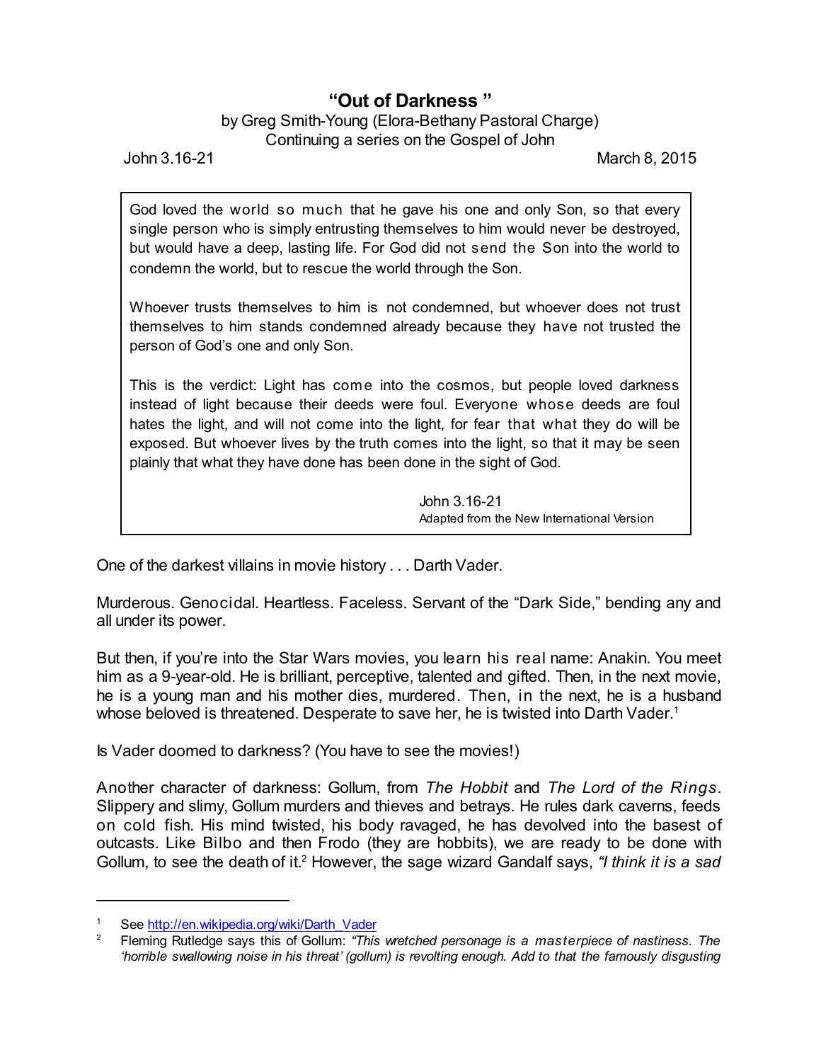# "Out of Darkness"

by Greg Smith-Young (Elora-Bethany Pastoral Charge)
Continuing a series on the Gospel of John

John 3.16-21 March 8, 2015

> God loved the world so much that he gave his one and only Son, so that every single person who is simply entrusting themselves to him would never be destroyed, but would have a deep, lasting life. For God did not send the Son into the world to condemn the world, but to rescue the world through the Son.
>
> Whoever trusts themselves to him is not condemned, but whoever does not trust themselves to him stands condemned already because they have not trusted the person of God's one and only Son.
>
> This is the verdict: Light has come into the cosmos, but people loved darkness instead of light because their deeds were foul. Everyone whose deeds are foul hates the light, and will not come into the light, for fear that what they do will be exposed. But whoever lives by the truth comes into the light, so that it may be seen plainly that what they have done has been done in the sight of God.
>
> John 3.16-21
> Adapted from the New International Version

One of the darkest villains in movie history . . . Darth Vader.

Murderous. Genocidal. Heartless. Faceless. Servant of the "Dark Side," bending any and all under its power.

But then, if you're into the Star Wars movies, you learn his real name: Anakin. You meet him as a 9-year-old. He is brilliant, perceptive, talented and gifted. Then, in the next movie, he is a young man and his mother dies, murdered. Then, in the next, he is a husband whose beloved is threatened. Desperate to save her, he is twisted into Darth Vader.[1]

Is Vader doomed to darkness? (You have to see the movies!)

Another character of darkness: Gollum, from *The Hobbit* and *The Lord of the Rings*. Slippery and slimy, Gollum murders and thieves and betrays. He rules dark caverns, feeds on cold fish. His mind twisted, his body ravaged, he has devolved into the basest of outcasts. Like Bilbo and then Frodo (they are hobbits), we are ready to be done with Gollum, to see the death of it.[2] However, the sage wizard Gandalf says, *"I think it is a sad*

---

[1] See http://en.wikipedia.org/wiki/Darth_Vader

[2] Fleming Rutledge says this of Gollum: *"This wretched personage is a masterpiece of nastiness. The 'horrible swallowing noise in his threat' (gollum) is revolting enough. Add to that the famously disgusting*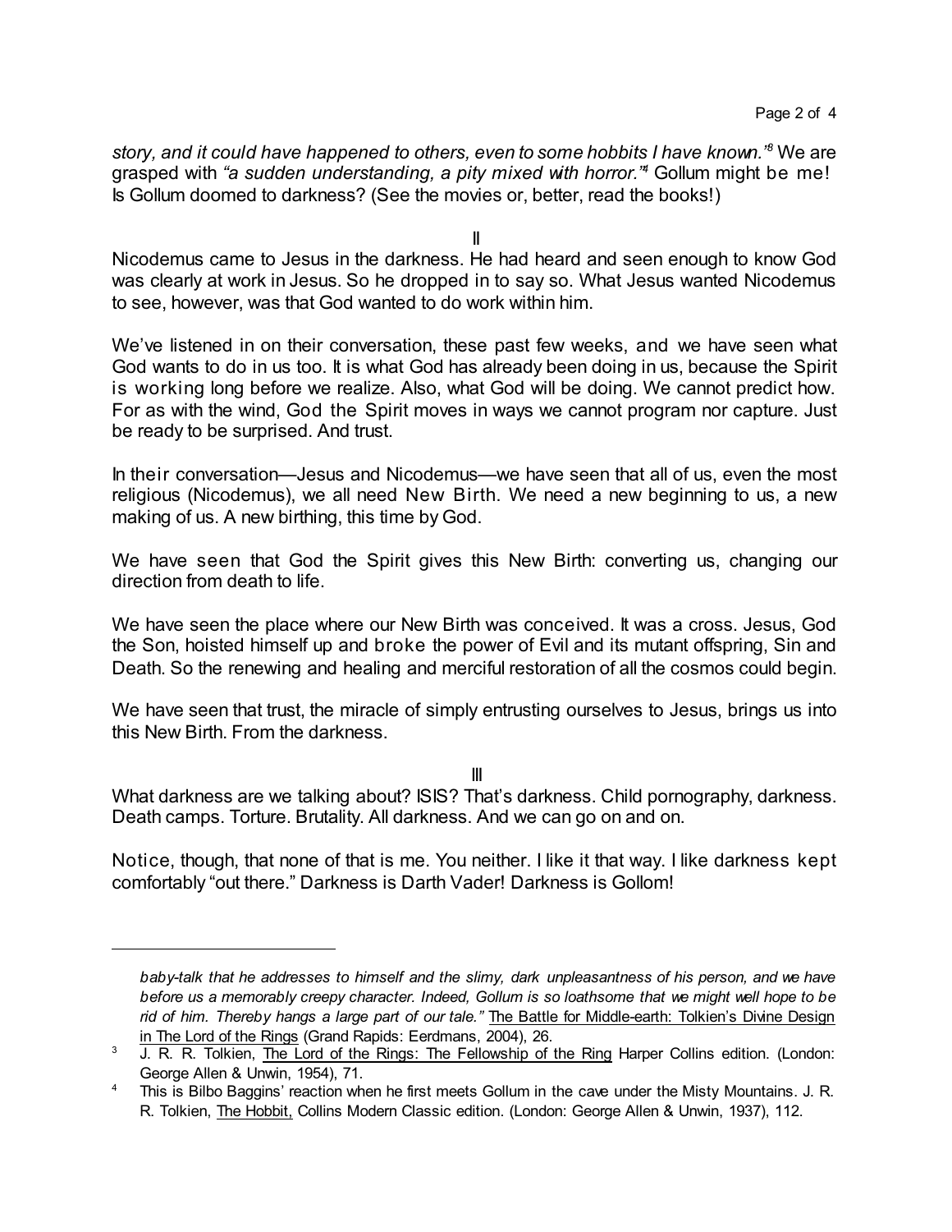*story, and it could have happened to others, even to some hobbits I have known."*[3] We are grasped with *"a sudden understanding, a pity mixed with horror."*[4] Gollum might be me! Is Gollum doomed to darkness? (See the movies or, better, read the books!)

II

Nicodemus came to Jesus in the darkness. He had heard and seen enough to know God was clearly at work in Jesus. So he dropped in to say so. What Jesus wanted Nicodemus to see, however, was that God wanted to do work within him.

We've listened in on their conversation, these past few weeks, and we have seen what God wants to do in us too. It is what God has already been doing in us, because the Spirit is working long before we realize. Also, what God will be doing. We cannot predict how. For as with the wind, God the Spirit moves in ways we cannot program nor capture. Just be ready to be surprised. And trust.

In their conversation—Jesus and Nicodemus—we have seen that all of us, even the most religious (Nicodemus), we all need New Birth. We need a new beginning to us, a new making of us. A new birthing, this time by God.

We have seen that God the Spirit gives this New Birth: converting us, changing our direction from death to life.

We have seen the place where our New Birth was conceived. It was a cross. Jesus, God the Son, hoisted himself up and broke the power of Evil and its mutant offspring, Sin and Death. So the renewing and healing and merciful restoration of all the cosmos could begin.

We have seen that trust, the miracle of simply entrusting ourselves to Jesus, brings us into this New Birth. From the darkness.

III

What darkness are we talking about? ISIS? That's darkness. Child pornography, darkness. Death camps. Torture. Brutality. All darkness. And we can go on and on.

Notice, though, that none of that is me. You neither. I like it that way. I like darkness kept comfortably "out there." Darkness is Darth Vader! Darkness is Gollom!

---

*baby-talk that he addresses to himself and the slimy, dark unpleasantness of his person, and we have before us a memorably creepy character. Indeed, Gollum is so loathsome that we might well hope to be rid of him. Thereby hangs a large part of our tale."* The Battle for Middle-earth: Tolkien's Divine Design in The Lord of the Rings (Grand Rapids: Eerdmans, 2004), 26.

[3] J. R. R. Tolkien, The Lord of the Rings: The Fellowship of the Ring Harper Collins edition. (London: George Allen & Unwin, 1954), 71.

[4] This is Bilbo Baggins' reaction when he first meets Gollum in the cave under the Misty Mountains. J. R. R. Tolkien, The Hobbit, Collins Modern Classic edition. (London: George Allen & Unwin, 1937), 112.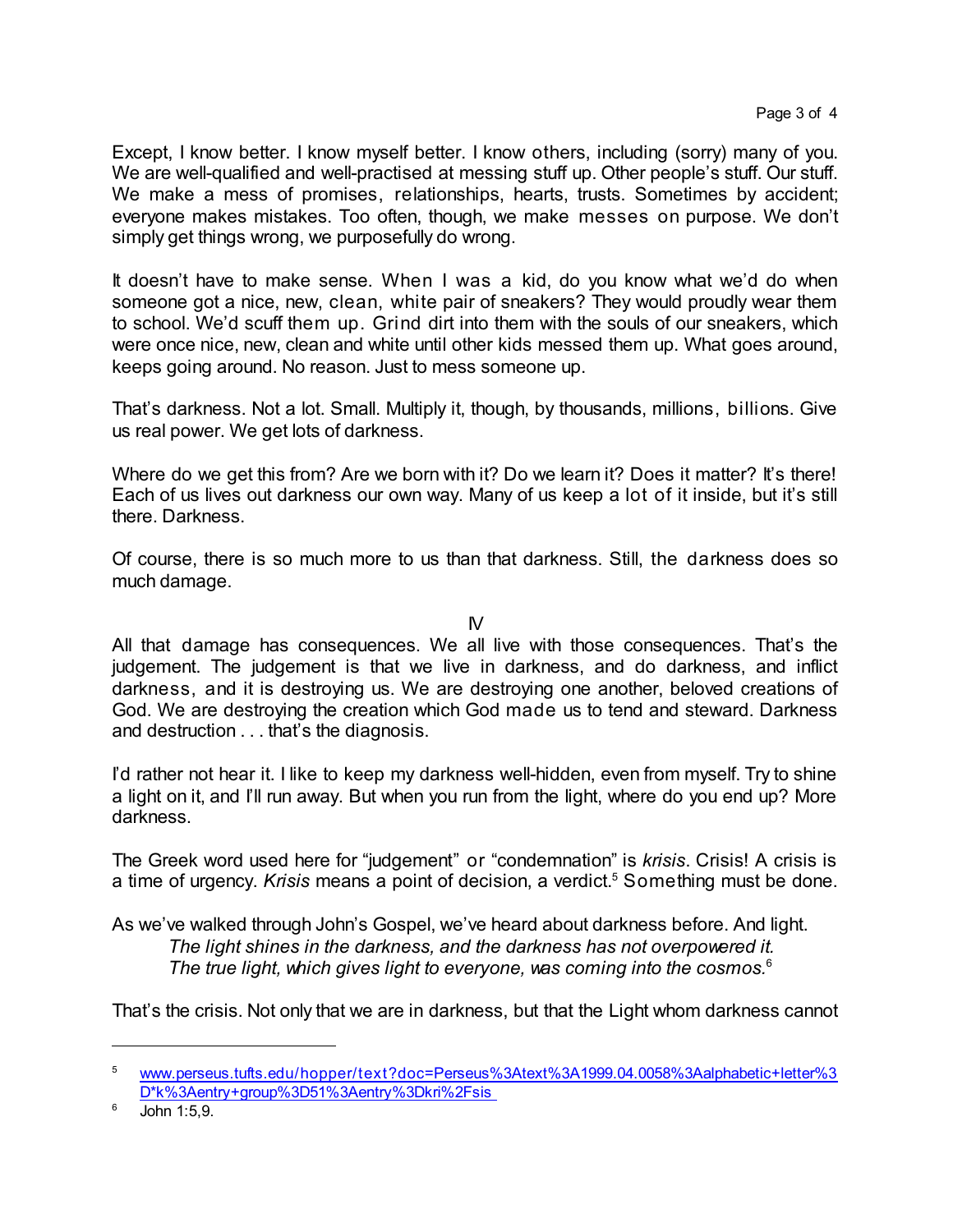Except, I know better. I know myself better. I know others, including (sorry) many of you. We are well-qualified and well-practised at messing stuff up. Other people's stuff. Our stuff. We make a mess of promises, relationships, hearts, trusts. Sometimes by accident; everyone makes mistakes. Too often, though, we make messes on purpose. We don't simply get things wrong, we purposefully do wrong.

It doesn't have to make sense. When I was a kid, do you know what we'd do when someone got a nice, new, clean, white pair of sneakers? They would proudly wear them to school. We'd scuff them up. Grind dirt into them with the souls of our sneakers, which were once nice, new, clean and white until other kids messed them up. What goes around, keeps going around. No reason. Just to mess someone up.

That's darkness. Not a lot. Small. Multiply it, though, by thousands, millions, billions. Give us real power. We get lots of darkness.

Where do we get this from? Are we born with it? Do we learn it? Does it matter? It's there! Each of us lives out darkness our own way. Many of us keep a lot of it inside, but it's still there. Darkness.

Of course, there is so much more to us than that darkness. Still, the darkness does so much damage.

IV

All that damage has consequences. We all live with those consequences. That's the judgement. The judgement is that we live in darkness, and do darkness, and inflict darkness, and it is destroying us. We are destroying one another, beloved creations of God. We are destroying the creation which God made us to tend and steward. Darkness and destruction . . . that's the diagnosis.

I'd rather not hear it. I like to keep my darkness well-hidden, even from myself. Try to shine a light on it, and I'll run away. But when you run from the light, where do you end up? More darkness.

The Greek word used here for "judgement" or "condemnation" is *krisis*. Crisis! A crisis is a time of urgency. *Krisis* means a point of decision, a verdict.[5] Something must be done.

As we've walked through John's Gospel, we've heard about darkness before. And light.

> *The light shines in the darkness, and the darkness has not overpowered it.*
> *The true light, which gives light to everyone, was coming into the cosmos.*[6]

That's the crisis. Not only that we are in darkness, but that the Light whom darkness cannot

---

[5] www.perseus.tufts.edu/hopper/text?doc=Perseus%3Atext%3A1999.04.0058%3Aalphabetic+letter%3D*k%3Aentry+group%3D51%3Aentry%3Dkri%2Fsis

[6] John 1:5,9.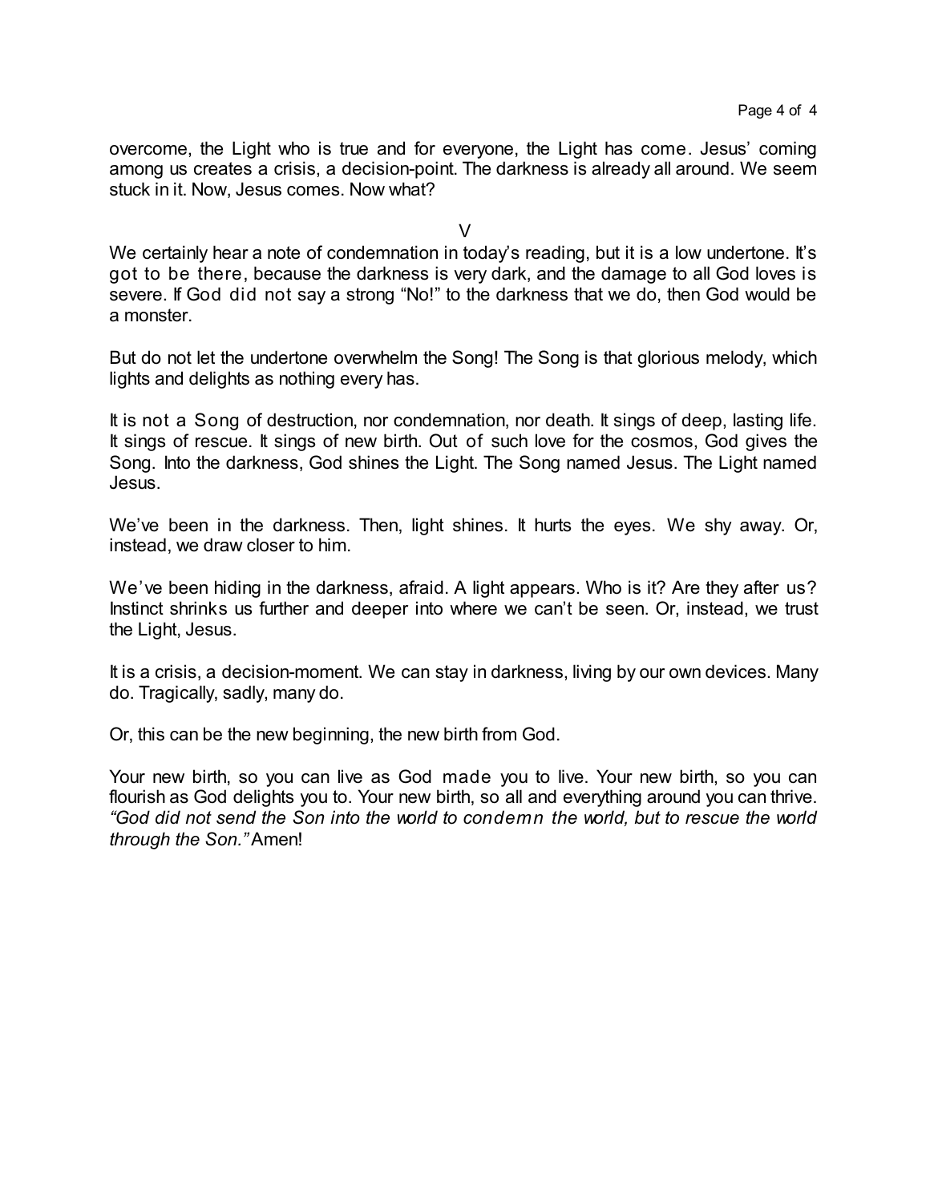overcome, the Light who is true and for everyone, the Light has come. Jesus' coming among us creates a crisis, a decision-point. The darkness is already all around. We seem stuck in it. Now, Jesus comes. Now what?

V

We certainly hear a note of condemnation in today's reading, but it is a low undertone. It's got to be there, because the darkness is very dark, and the damage to all God loves is severe. If God did not say a strong "No!" to the darkness that we do, then God would be a monster.

But do not let the undertone overwhelm the Song! The Song is that glorious melody, which lights and delights as nothing every has.

It is not a Song of destruction, nor condemnation, nor death. It sings of deep, lasting life. It sings of rescue. It sings of new birth. Out of such love for the cosmos, God gives the Song. Into the darkness, God shines the Light. The Song named Jesus. The Light named Jesus.

We've been in the darkness. Then, light shines. It hurts the eyes. We shy away. Or, instead, we draw closer to him.

We've been hiding in the darkness, afraid. A light appears. Who is it? Are they after us? Instinct shrinks us further and deeper into where we can't be seen. Or, instead, we trust the Light, Jesus.

It is a crisis, a decision-moment. We can stay in darkness, living by our own devices. Many do. Tragically, sadly, many do.

Or, this can be the new beginning, the new birth from God.

Your new birth, so you can live as God made you to live. Your new birth, so you can flourish as God delights you to. Your new birth, so all and everything around you can thrive. *"God did not send the Son into the world to condemn the world, but to rescue the world through the Son."* Amen!